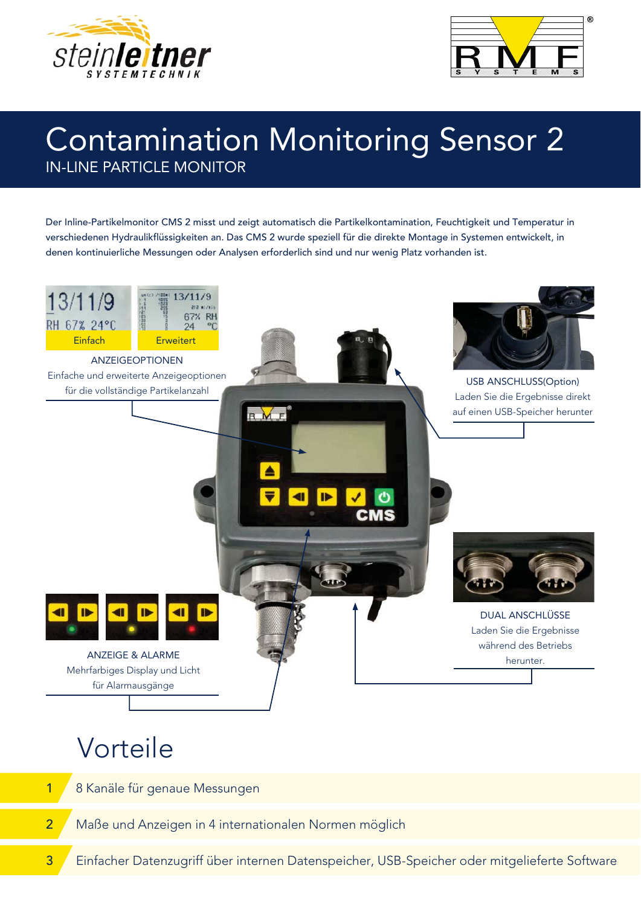# Contamination Monitoring Sensor 2

IN-LINE PARTICLE MONITOR

Der Inline-Partikelmonitor CMS 2 misst und zeigt automatisch die Partikelkontamination, Feuchtigkeit und Temperatur in verschiedenen Hydraulikflüssigkeiten an. Das CMS 2 wurde speziell für die direkte Montage in Systemen entwickelt, in denen kontinuierliche Messungen oder Analysen erforderlich sind und nur wenig Platz vorhanden ist.

Einfach | Erweitert

ANZEIGEOPTIONEN
Einfache und erweiterte Anzeigeoptionen für die vollständige Partikelanzahl

USB ANSCHLUSS(Option)
Laden Sie die Ergebnisse direkt auf einen USB-Speicher herunter

DUAL ANSCHLÜSSE
Laden Sie die Ergebnisse während des Betriebs herunter.

ANZEIGE & ALARME
Mehrfarbiges Display und Licht für Alarmausgänge

## Vorteile

1. 8 Kanäle für genaue Messungen
2. Maße und Anzeigen in 4 internationalen Normen möglich
3. Einfacher Datenzugriff über internen Datenspeicher, USB-Speicher oder mitgelieferte Software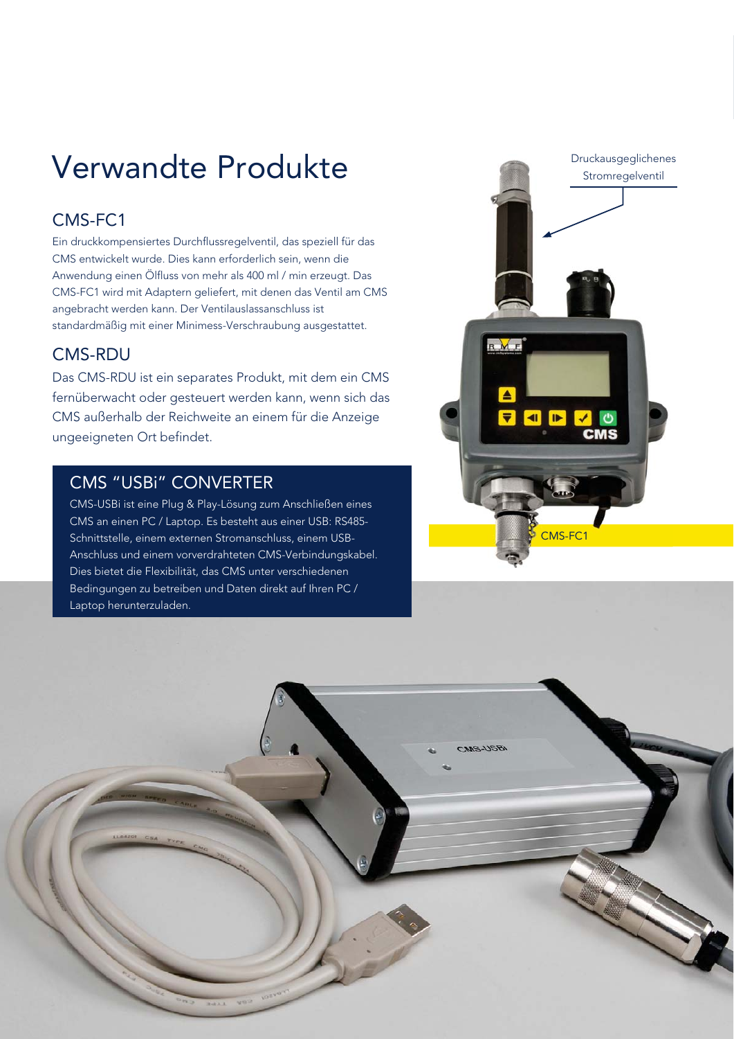# Verwandte Produkte

## CMS-FC1

Ein druckkompensiertes Durchflussregelventil, das speziell für das CMS entwickelt wurde. Dies kann erforderlich sein, wenn die Anwendung einen Ölfluss von mehr als 400 ml / min erzeugt. Das CMS-FC1 wird mit Adaptern geliefert, mit denen das Ventil am CMS angebracht werden kann. Der Ventilauslassanschluss ist standardmäßig mit einer Minimess-Verschraubung ausgestattet.

## CMS-RDU

Das CMS-RDU ist ein separates Produkt, mit dem ein CMS fernüberwacht oder gesteuert werden kann, wenn sich das CMS außerhalb der Reichweite an einem für die Anzeige ungeeigneten Ort befindet.

## CMS "USBi" CONVERTER

CMS-USBi ist eine Plug & Play-Lösung zum Anschließen eines CMS an einen PC / Laptop. Es besteht aus einer USB: RS485-Schnittstelle, einem externen Stromanschluss, einem USB-Anschluss und einem vorverdrahteten CMS-Verbindungskabel. Dies bietet die Flexibilität, das CMS unter verschiedenen Bedingungen zu betreiben und Daten direkt auf Ihren PC / Laptop herunterzuladen.

Druckausgeglichenes Stromregelventil

CMS-FC1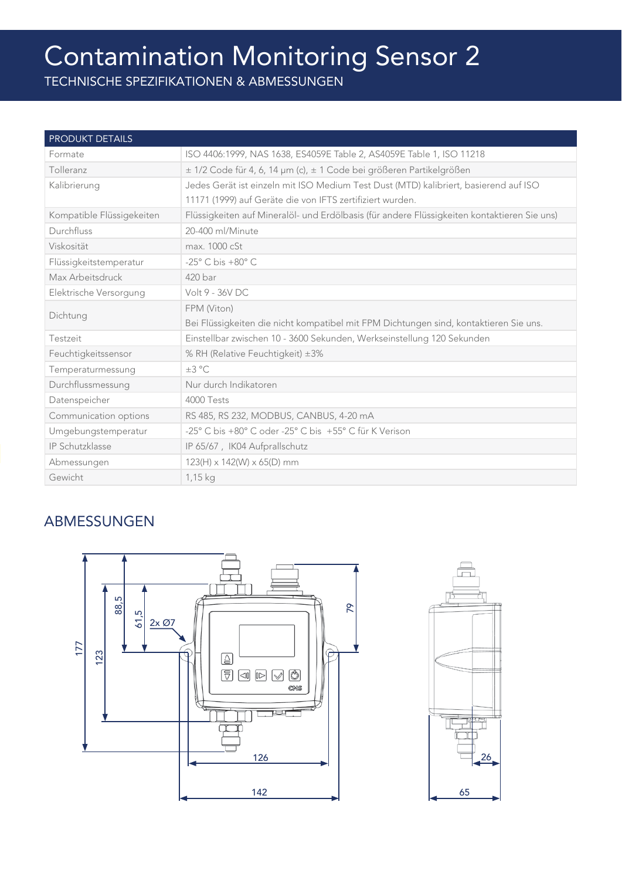# Contamination Monitoring Sensor 2

TECHNISCHE SPEZIFIKATIONEN & ABMESSUNGEN

| PRODUKT DETAILS | |
|---|---|
| Formate | ISO 4406:1999, NAS 1638, ES4059E Table 2, AS4059E Table 1, ISO 11218 |
| Tolleranz | ± 1/2 Code für 4, 6, 14 µm (c), ± 1 Code bei größeren Partikelgrößen |
| Kalibrierung | Jedes Gerät ist einzeln mit ISO Medium Test Dust (MTD) kalibriert, basierend auf ISO 11171 (1999) auf Geräte die von IFTS zertifiziert wurden. |
| Kompatible Flüssigekeiten | Flüssigkeiten auf Mineralöl- und Erdölbasis (für andere Flüssigkeiten kontaktieren Sie uns) |
| Durchfluss | 20-400 ml/Minute |
| Viskosität | max. 1000 cSt |
| Flüssigkeitstemperatur | -25° C bis +80° C |
| Max Arbeitsdruck | 420 bar |
| Elektrische Versorgung | Volt 9 - 36V DC |
| Dichtung | FPM (Viton)<br>Bei Flüssigkeiten die nicht kompatibel mit FPM Dichtungen sind, kontaktieren Sie uns. |
| Testzeit | Einstellbar zwischen 10 - 3600 Sekunden, Werkseinstellung 120 Sekunden |
| Feuchtigkeitssensor | % RH (Relative Feuchtigkeit) ±3% |
| Temperaturmessung | ±3 °C |
| Durchflussmessung | Nur durch Indikatoren |
| Datenspeicher | 4000 Tests |
| Communication options | RS 485, RS 232, MODBUS, CANBUS, 4-20 mA |
| Umgebungstemperatur | -25° C bis +80° C oder -25° C bis +55° C für K Verison |
| IP Schutzklasse | IP 65/67 , IK04 Aufprallschutz |
| Abmessungen | 123(H) x 142(W) x 65(D) mm |
| Gewicht | 1,15 kg |

## ABMESSUNGEN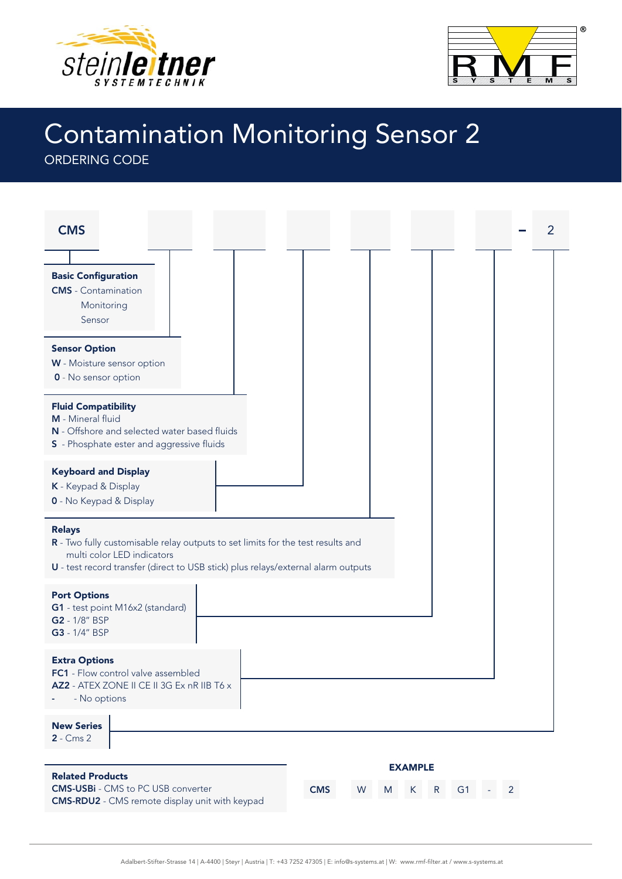# Contamination Monitoring Sensor 2

ORDERING CODE

| CMS | | | | | | | – | 2 |
|---|---|---|---|---|---|---|---|---|

**Basic Configuration**
**CMS** - Contamination Monitoring Sensor

**Sensor Option**
**W** - Moisture sensor option
**0** - No sensor option

**Fluid Compatibility**
**M** - Mineral fluid
**N** - Offshore and selected water based fluids
**S** - Phosphate ester and aggressive fluids

**Keyboard and Display**
**K** - Keypad & Display
**0** - No Keypad & Display

**Relays**
**R** - Two fully customisable relay outputs to set limits for the test results and multi color LED indicators
**U** - test record transfer (direct to USB stick) plus relays/external alarm outputs

**Port Options**
**G1** - test point M16x2 (standard)
**G2** - 1/8" BSP
**G3** - 1/4" BSP

**Extra Options**
**FC1** - Flow control valve assembled
**AZ2** - ATEX ZONE II CE II 3G Ex nR IIB T6 x
**-** - No options

**New Series**
**2** - Cms 2

**Related Products**
**CMS-USBi** - CMS to PC USB converter
**CMS-RDU2** - CMS remote display unit with keypad

**EXAMPLE**

| CMS | W | M | K | R | G1 | - | 2 |
|---|---|---|---|---|---|---|---|

Adalbert-Stifter-Strasse 14 | A-4400 | Steyr | Austria | T: +43 7252 47305 | E: info@s-systems.at | W: www.rmf-filter.at / www.s-systems.at